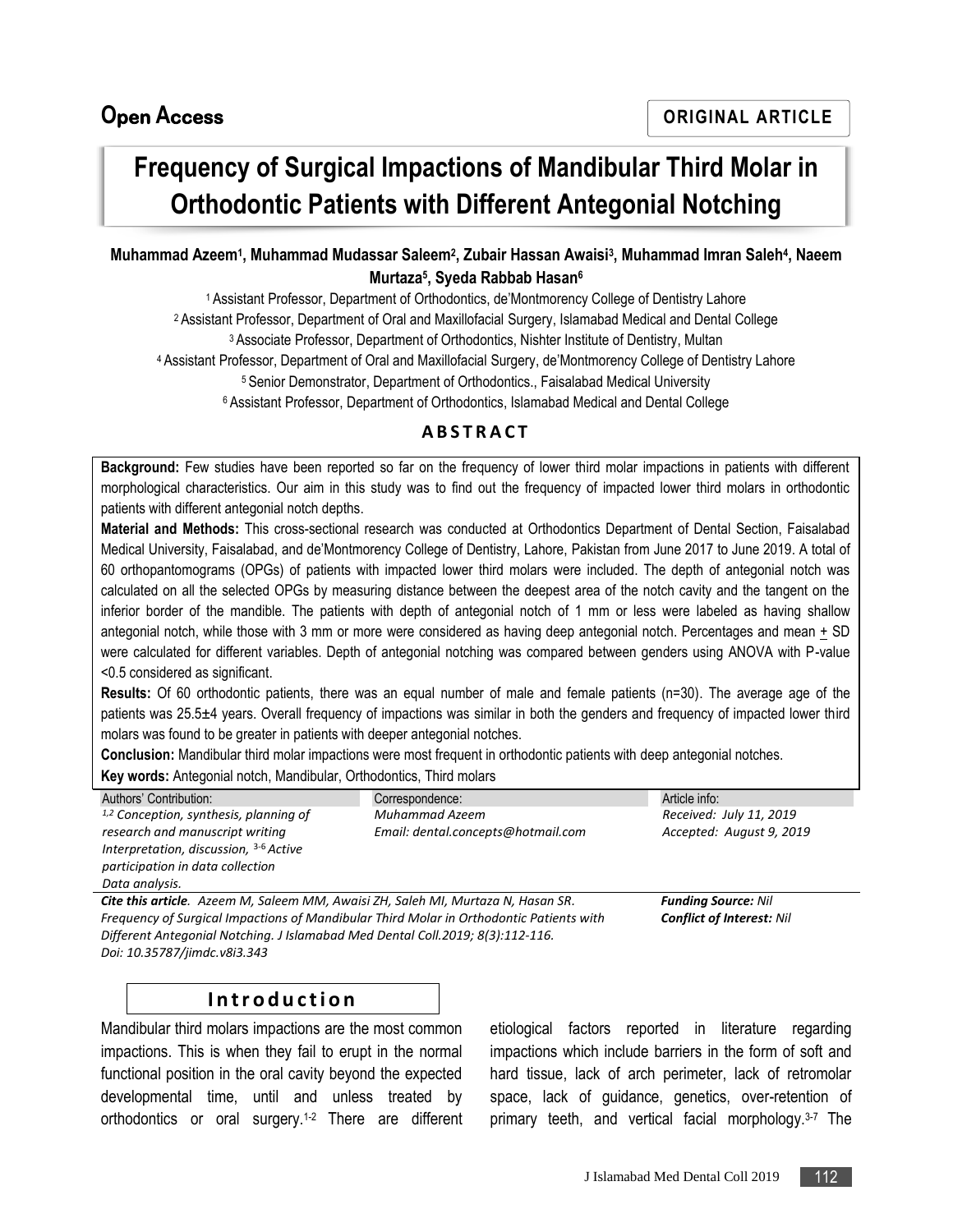Open Access

**ORIGINAL ARTICLE**

# Frequency of Surgical Impactions of Mandibular Third Molar in Orthodontic Patients with Different Antegonial Notching

**Muhammad Azeem[1], Muhammad Mudassar Saleem[2], Zubair Hassan Awaisi[3], Muhammad Imran Saleh[4], Naeem Murtaza[5], Syeda Rabbab Hasan[6]**

[1] Assistant Professor, Department of Orthodontics, de'Montmorency College of Dentistry Lahore
[2] Assistant Professor, Department of Oral and Maxillofacial Surgery, Islamabad Medical and Dental College
[3] Associate Professor, Department of Orthodontics, Nishter Institute of Dentistry, Multan
[4] Assistant Professor, Department of Oral and Maxillofacial Surgery, de'Montmorency College of Dentistry Lahore
[5] Senior Demonstrator, Department of Orthodontics., Faisalabad Medical University
[6] Assistant Professor, Department of Orthodontics, Islamabad Medical and Dental College

## ABSTRACT

**Background:** Few studies have been reported so far on the frequency of lower third molar impactions in patients with different morphological characteristics. Our aim in this study was to find out the frequency of impacted lower third molars in orthodontic patients with different antegonial notch depths.

**Material and Methods:** This cross-sectional research was conducted at Orthodontics Department of Dental Section, Faisalabad Medical University, Faisalabad, and de'Montmorency College of Dentistry, Lahore, Pakistan from June 2017 to June 2019. A total of 60 orthopantomograms (OPGs) of patients with impacted lower third molars were included. The depth of antegonial notch was calculated on all the selected OPGs by measuring distance between the deepest area of the notch cavity and the tangent on the inferior border of the mandible. The patients with depth of antegonial notch of 1 mm or less were labeled as having shallow antegonial notch, while those with 3 mm or more were considered as having deep antegonial notch. Percentages and mean $\pm$ SD were calculated for different variables. Depth of antegonial notching was compared between genders using ANOVA with P-value <0.5 considered as significant.

**Results:** Of 60 orthodontic patients, there was an equal number of male and female patients (n=30). The average age of the patients was 25.5±4 years. Overall frequency of impactions was similar in both the genders and frequency of impacted lower third molars was found to be greater in patients with deeper antegonial notches.

**Conclusion:** Mandibular third molar impactions were most frequent in orthodontic patients with deep antegonial notches.

**Key words:** Antegonial notch, Mandibular, Orthodontics, Third molars

| Authors' Contribution: | Correspondence: | Article info: |
|---|---|---|
| *[1,2] Conception, synthesis, planning of research and manuscript writing Interpretation, discussion, [3-6] Active participation in data collection Data analysis.* | *Muhammad Azeem*<br>*Email: dental.concepts@hotmail.com* | *Received: July 11, 2019*<br>*Accepted: August 9, 2019* |

***Cite this article***. *Azeem M, Saleem MM, Awaisi ZH, Saleh MI, Murtaza N, Hasan SR. Frequency of Surgical Impactions of Mandibular Third Molar in Orthodontic Patients with Different Antegonial Notching. J Islamabad Med Dental Coll.2019; 8(3):112-116. Doi: 10.35787/jimdc.v8i3.343*

***Funding Source:*** *Nil*
***Conflict of Interest:*** *Nil*

## Introduction

Mandibular third molars impactions are the most common impactions. This is when they fail to erupt in the normal functional position in the oral cavity beyond the expected developmental time, until and unless treated by orthodontics or oral surgery.[1-2] There are different etiological factors reported in literature regarding impactions which include barriers in the form of soft and hard tissue, lack of arch perimeter, lack of retromolar space, lack of guidance, genetics, over-retention of primary teeth, and vertical facial morphology.[3-7] The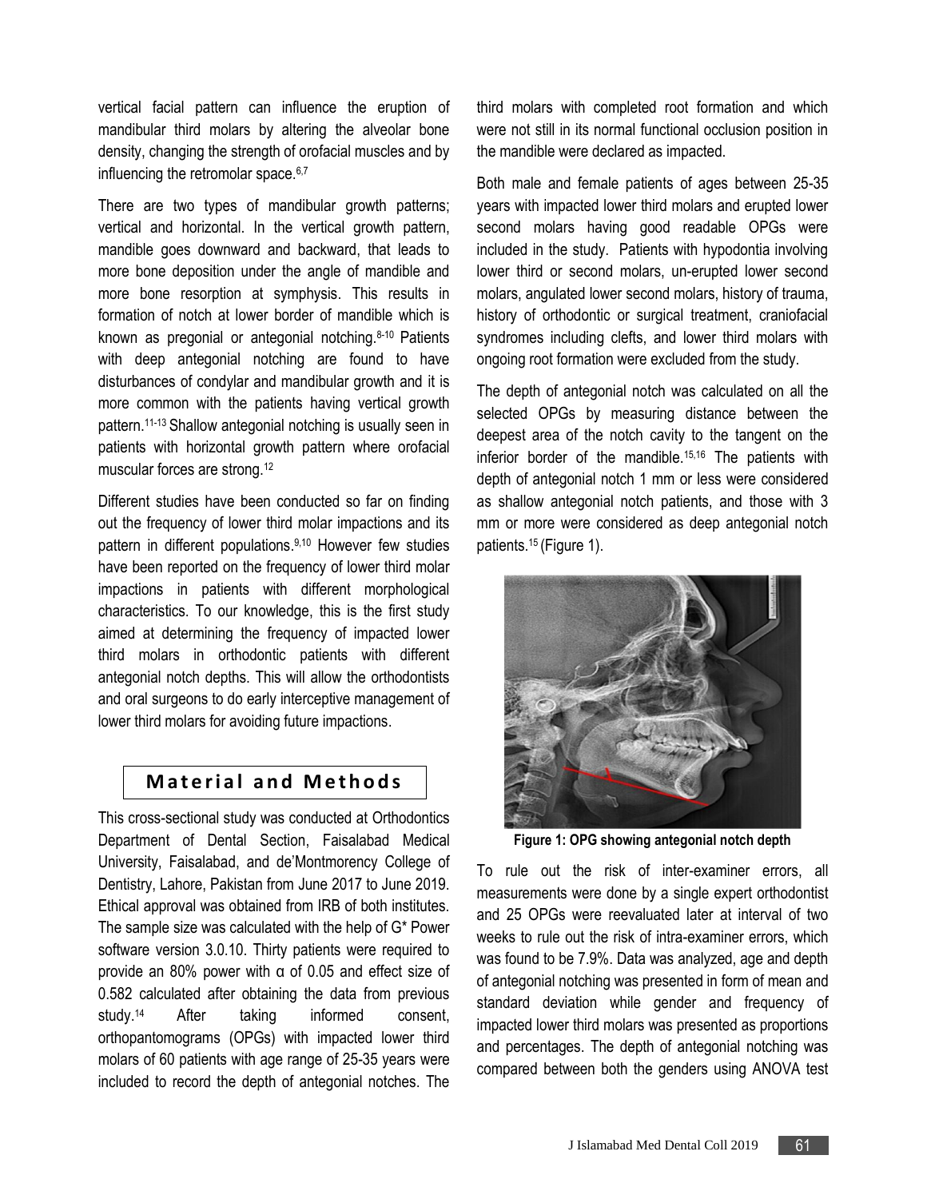vertical facial pattern can influence the eruption of mandibular third molars by altering the alveolar bone density, changing the strength of orofacial muscles and by influencing the retromolar space.[6,7]

There are two types of mandibular growth patterns; vertical and horizontal. In the vertical growth pattern, mandible goes downward and backward, that leads to more bone deposition under the angle of mandible and more bone resorption at symphysis. This results in formation of notch at lower border of mandible which is known as pregonial or antegonial notching.[8-10] Patients with deep antegonial notching are found to have disturbances of condylar and mandibular growth and it is more common with the patients having vertical growth pattern.[11-13] Shallow antegonial notching is usually seen in patients with horizontal growth pattern where orofacial muscular forces are strong.[12]

Different studies have been conducted so far on finding out the frequency of lower third molar impactions and its pattern in different populations.[9,10] However few studies have been reported on the frequency of lower third molar impactions in patients with different morphological characteristics. To our knowledge, this is the first study aimed at determining the frequency of impacted lower third molars in orthodontic patients with different antegonial notch depths. This will allow the orthodontists and oral surgeons to do early interceptive management of lower third molars for avoiding future impactions.

## Material and Methods

This cross-sectional study was conducted at Orthodontics Department of Dental Section, Faisalabad Medical University, Faisalabad, and de'Montmorency College of Dentistry, Lahore, Pakistan from June 2017 to June 2019. Ethical approval was obtained from IRB of both institutes. The sample size was calculated with the help of G* Power software version 3.0.10. Thirty patients were required to provide an 80% power with α of 0.05 and effect size of 0.582 calculated after obtaining the data from previous study.[14] After taking informed consent, orthopantomograms (OPGs) with impacted lower third molars of 60 patients with age range of 25-35 years were included to record the depth of antegonial notches. The third molars with completed root formation and which were not still in its normal functional occlusion position in the mandible were declared as impacted.

Both male and female patients of ages between 25-35 years with impacted lower third molars and erupted lower second molars having good readable OPGs were included in the study. Patients with hypodontia involving lower third or second molars, un-erupted lower second molars, angulated lower second molars, history of trauma, history of orthodontic or surgical treatment, craniofacial syndromes including clefts, and lower third molars with ongoing root formation were excluded from the study.

The depth of antegonial notch was calculated on all the selected OPGs by measuring distance between the deepest area of the notch cavity to the tangent on the inferior border of the mandible.[15,16] The patients with depth of antegonial notch 1 mm or less were considered as shallow antegonial notch patients, and those with 3 mm or more were considered as deep antegonial notch patients.[15] (Figure 1).

**Figure 1: OPG showing antegonial notch depth**

To rule out the risk of inter-examiner errors, all measurements were done by a single expert orthodontist and 25 OPGs were reevaluated later at interval of two weeks to rule out the risk of intra-examiner errors, which was found to be 7.9%. Data was analyzed, age and depth of antegonial notching was presented in form of mean and standard deviation while gender and frequency of impacted lower third molars was presented as proportions and percentages. The depth of antegonial notching was compared between both the genders using ANOVA test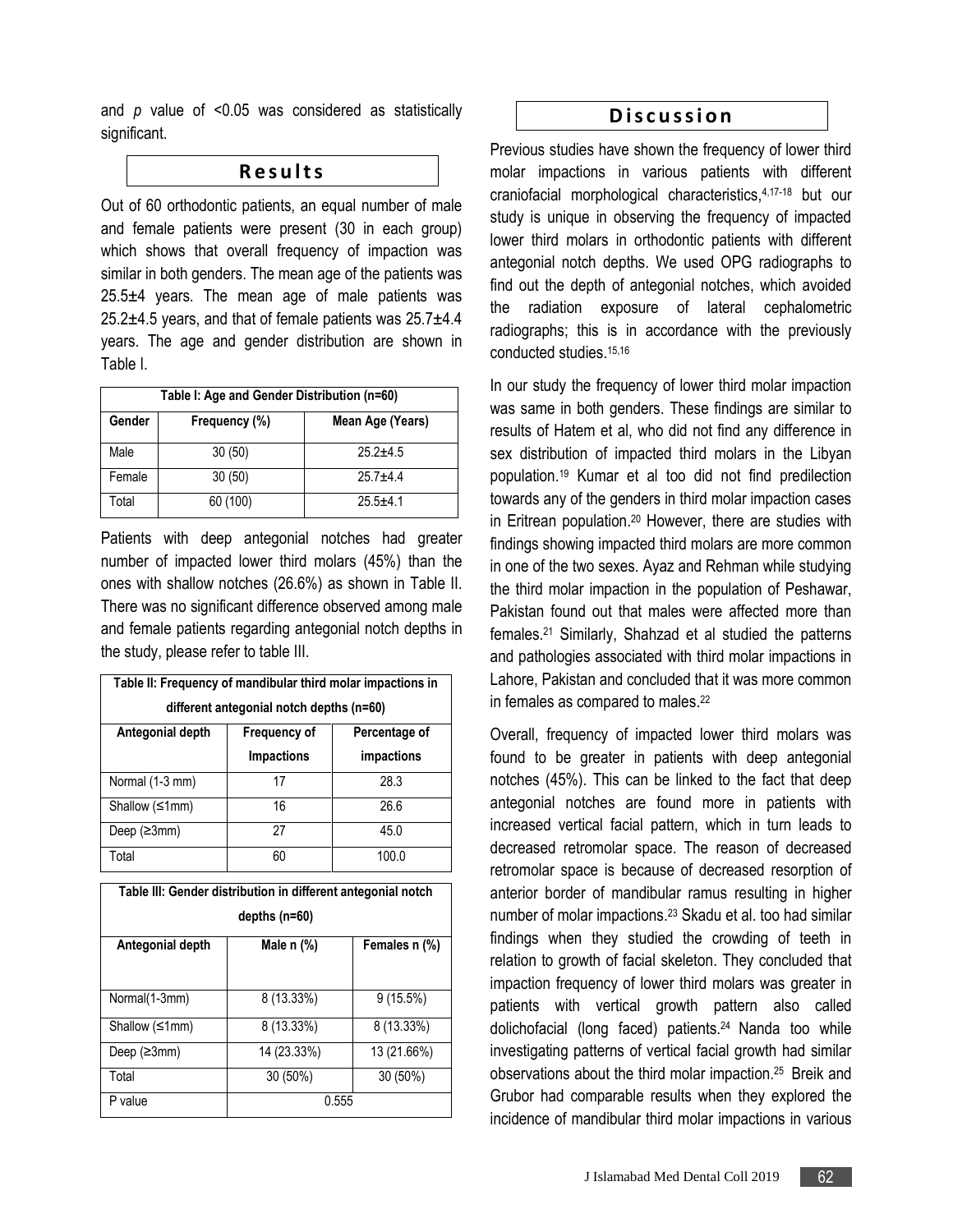and $p$ value of <0.05 was considered as statistically significant.

## Results

Out of 60 orthodontic patients, an equal number of male and female patients were present (30 in each group) which shows that overall frequency of impaction was similar in both genders. The mean age of the patients was 25.5±4 years. The mean age of male patients was 25.2±4.5 years, and that of female patients was 25.7±4.4 years. The age and gender distribution are shown in Table I.

**Table I: Age and Gender Distribution (n=60)**

| Gender | Frequency (%) | Mean Age (Years) |
|---|---|---|
| Male | 30 (50) | 25.2±4.5 |
| Female | 30 (50) | 25.7±4.4 |
| Total | 60 (100) | 25.5±4.1 |

Patients with deep antegonial notches had greater number of impacted lower third molars (45%) than the ones with shallow notches (26.6%) as shown in Table II. There was no significant difference observed among male and female patients regarding antegonial notch depths in the study, please refer to table III.

**Table II: Frequency of mandibular third molar impactions in different antegonial notch depths (n=60)**

| Antegonial depth | Frequency of Impactions | Percentage of impactions |
|---|---|---|
| Normal (1-3 mm) | 17 | 28.3 |
| Shallow (≤1mm) | 16 | 26.6 |
| Deep (≥3mm) | 27 | 45.0 |
| Total | 60 | 100.0 |

**Table III: Gender distribution in different antegonial notch depths (n=60)**

| Antegonial depth | Male n (%) | Females n (%) |
|---|---|---|
| Normal(1-3mm) | 8 (13.33%) | 9 (15.5%) |
| Shallow (≤1mm) | 8 (13.33%) | 8 (13.33%) |
| Deep (≥3mm) | 14 (23.33%) | 13 (21.66%) |
| Total | 30 (50%) | 30 (50%) |
| P value | 0.555 | |

## Discussion

Previous studies have shown the frequency of lower third molar impactions in various patients with different craniofacial morphological characteristics,[4,17-18] but our study is unique in observing the frequency of impacted lower third molars in orthodontic patients with different antegonial notch depths. We used OPG radiographs to find out the depth of antegonial notches, which avoided the radiation exposure of lateral cephalometric radiographs; this is in accordance with the previously conducted studies.[15,16]

In our study the frequency of lower third molar impaction was same in both genders. These findings are similar to results of Hatem et al, who did not find any difference in sex distribution of impacted third molars in the Libyan population.[19] Kumar et al too did not find predilection towards any of the genders in third molar impaction cases in Eritrean population.[20] However, there are studies with findings showing impacted third molars are more common in one of the two sexes. Ayaz and Rehman while studying the third molar impaction in the population of Peshawar, Pakistan found out that males were affected more than females.[21] Similarly, Shahzad et al studied the patterns and pathologies associated with third molar impactions in Lahore, Pakistan and concluded that it was more common in females as compared to males.[22]

Overall, frequency of impacted lower third molars was found to be greater in patients with deep antegonial notches (45%). This can be linked to the fact that deep antegonial notches are found more in patients with increased vertical facial pattern, which in turn leads to decreased retromolar space. The reason of decreased retromolar space is because of decreased resorption of anterior border of mandibular ramus resulting in higher number of molar impactions.[23] Skadu et al. too had similar findings when they studied the crowding of teeth in relation to growth of facial skeleton. They concluded that impaction frequency of lower third molars was greater in patients with vertical growth pattern also called dolichofacial (long faced) patients.[24] Nanda too while investigating patterns of vertical facial growth had similar observations about the third molar impaction.[25] Breik and Grubor had comparable results when they explored the incidence of mandibular third molar impactions in various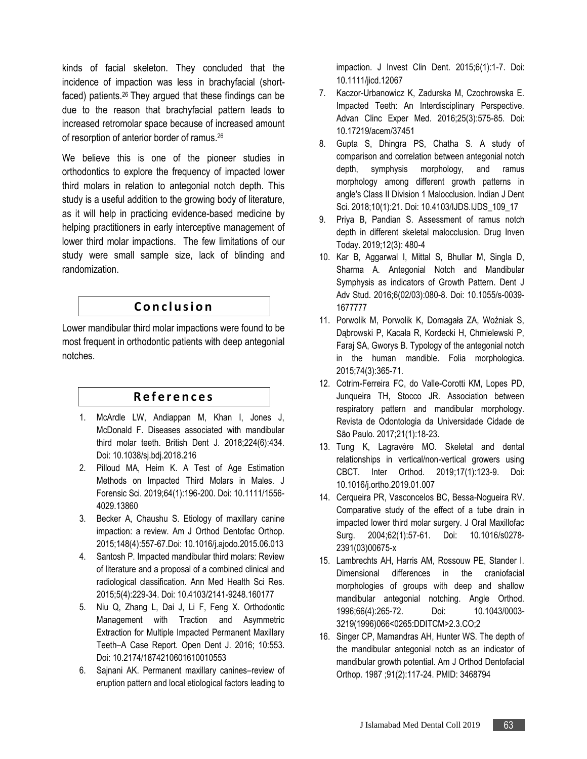kinds of facial skeleton. They concluded that the incidence of impaction was less in brachyfacial (short-faced) patients.[26] They argued that these findings can be due to the reason that brachyfacial pattern leads to increased retromolar space because of increased amount of resorption of anterior border of ramus.[26]

We believe this is one of the pioneer studies in orthodontics to explore the frequency of impacted lower third molars in relation to antegonial notch depth. This study is a useful addition to the growing body of literature, as it will help in practicing evidence-based medicine by helping practitioners in early interceptive management of lower third molar impactions. The few limitations of our study were small sample size, lack of blinding and randomization.

## Conclusion

Lower mandibular third molar impactions were found to be most frequent in orthodontic patients with deep antegonial notches.

## References

1. McArdle LW, Andiappan M, Khan I, Jones J, McDonald F. Diseases associated with mandibular third molar teeth. British Dent J. 2018;224(6):434. Doi: 10.1038/sj.bdj.2018.216
2. Pilloud MA, Heim K. A Test of Age Estimation Methods on Impacted Third Molars in Males. J Forensic Sci. 2019;64(1):196-200. Doi: 10.1111/1556-4029.13860
3. Becker A, Chaushu S. Etiology of maxillary canine impaction: a review. Am J Orthod Dentofac Orthop. 2015;148(4):557-67.Doi: 10.1016/j.ajodo.2015.06.013
4. Santosh P. Impacted mandibular third molars: Review of literature and a proposal of a combined clinical and radiological classification. Ann Med Health Sci Res. 2015;5(4):229-34. Doi: 10.4103/2141-9248.160177
5. Niu Q, Zhang L, Dai J, Li F, Feng X. Orthodontic Management with Traction and Asymmetric Extraction for Multiple Impacted Permanent Maxillary Teeth–A Case Report. Open Dent J. 2016; 10:553. Doi: 10.2174/1874210601610010553
6. Sajnani AK. Permanent maxillary canines–review of eruption pattern and local etiological factors leading to impaction. J Invest Clin Dent. 2015;6(1):1-7. Doi: 10.1111/jicd.12067
7. Kaczor-Urbanowicz K, Zadurska M, Czochrowska E. Impacted Teeth: An Interdisciplinary Perspective. Advan Clinc Exper Med. 2016;25(3):575-85. Doi: 10.17219/acem/37451
8. Gupta S, Dhingra PS, Chatha S. A study of comparison and correlation between antegonial notch depth, symphysis morphology, and ramus morphology among different growth patterns in angle's Class II Division 1 Malocclusion. Indian J Dent Sci. 2018;10(1):21. Doi: 10.4103/IJDS.IJDS_109_17
9. Priya B, Pandian S. Assessment of ramus notch depth in different skeletal malocclusion. Drug Inven Today. 2019;12(3): 480-4
10. Kar B, Aggarwal I, Mittal S, Bhullar M, Singla D, Sharma A. Antegonial Notch and Mandibular Symphysis as indicators of Growth Pattern. Dent J Adv Stud. 2016;6(02/03):080-8. Doi: 10.1055/s-0039-1677777
11. Porwolik M, Porwolik K, Domagała ZA, Woźniak S, Dąbrowski P, Kacała R, Kordecki H, Chmielewski P, Faraj SA, Gworys B. Typology of the antegonial notch in the human mandible. Folia morphologica. 2015;74(3):365-71.
12. Cotrim-Ferreira FC, do Valle-Corotti KM, Lopes PD, Junqueira TH, Stocco JR. Association between respiratory pattern and mandibular morphology. Revista de Odontologia da Universidade Cidade de São Paulo. 2017;21(1):18-23.
13. Tung K, Lagravère MO. Skeletal and dental relationships in vertical/non-vertical growers using CBCT. Inter Orthod. 2019;17(1):123-9. Doi: 10.1016/j.ortho.2019.01.007
14. Cerqueira PR, Vasconcelos BC, Bessa-Nogueira RV. Comparative study of the effect of a tube drain in impacted lower third molar surgery. J Oral Maxillofac Surg. 2004;62(1):57-61. Doi: 10.1016/s0278-2391(03)00675-x
15. Lambrechts AH, Harris AM, Rossouw PE, Stander I. Dimensional differences in the craniofacial morphologies of groups with deep and shallow mandibular antegonial notching. Angle Orthod. 1996;66(4):265-72. Doi: 10.1043/0003-3219(1996)066<0265:DDITCM>2.3.CO;2
16. Singer CP, Mamandras AH, Hunter WS. The depth of the mandibular antegonial notch as an indicator of mandibular growth potential. Am J Orthod Dentofacial Orthop. 1987 ;91(2):117-24. PMID: 3468794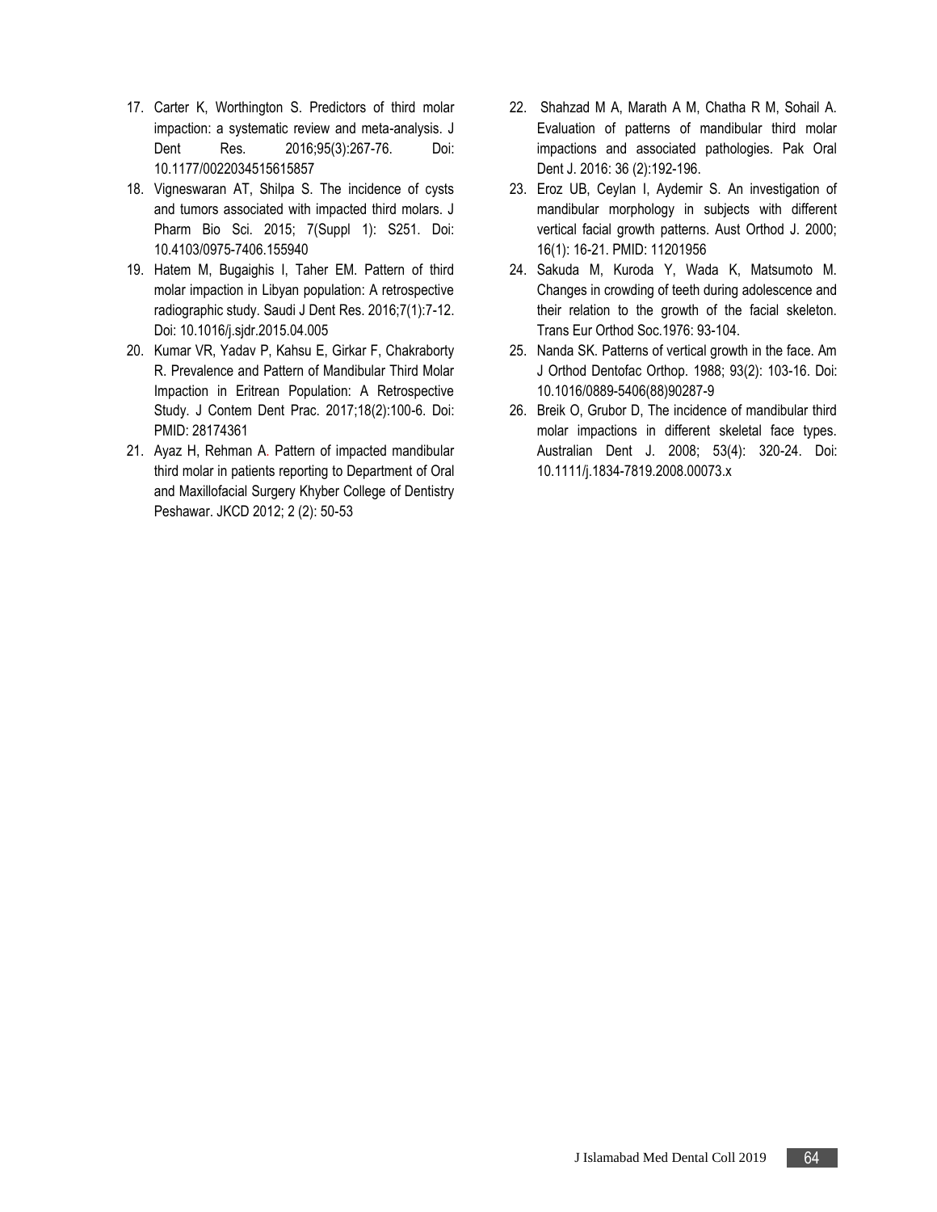17. Carter K, Worthington S. Predictors of third molar impaction: a systematic review and meta-analysis. J Dent Res. 2016;95(3):267-76. Doi: 10.1177/0022034515615857
18. Vigneswaran AT, Shilpa S. The incidence of cysts and tumors associated with impacted third molars. J Pharm Bio Sci. 2015; 7(Suppl 1): S251. Doi: 10.4103/0975-7406.155940
19. Hatem M, Bugaighis I, Taher EM. Pattern of third molar impaction in Libyan population: A retrospective radiographic study. Saudi J Dent Res. 2016;7(1):7-12. Doi: 10.1016/j.sjdr.2015.04.005
20. Kumar VR, Yadav P, Kahsu E, Girkar F, Chakraborty R. Prevalence and Pattern of Mandibular Third Molar Impaction in Eritrean Population: A Retrospective Study. J Contem Dent Prac. 2017;18(2):100-6. Doi: PMID: 28174361
21. Ayaz H, Rehman A. Pattern of impacted mandibular third molar in patients reporting to Department of Oral and Maxillofacial Surgery Khyber College of Dentistry Peshawar. JKCD 2012; 2 (2): 50-53
22. Shahzad M A, Marath A M, Chatha R M, Sohail A. Evaluation of patterns of mandibular third molar impactions and associated pathologies. Pak Oral Dent J. 2016: 36 (2):192-196.
23. Eroz UB, Ceylan I, Aydemir S. An investigation of mandibular morphology in subjects with different vertical facial growth patterns. Aust Orthod J. 2000; 16(1): 16-21. PMID: 11201956
24. Sakuda M, Kuroda Y, Wada K, Matsumoto M. Changes in crowding of teeth during adolescence and their relation to the growth of the facial skeleton. Trans Eur Orthod Soc.1976: 93-104.
25. Nanda SK. Patterns of vertical growth in the face. Am J Orthod Dentofac Orthop. 1988; 93(2): 103-16. Doi: 10.1016/0889-5406(88)90287-9
26. Breik O, Grubor D, The incidence of mandibular third molar impactions in different skeletal face types. Australian Dent J. 2008; 53(4): 320-24. Doi: 10.1111/j.1834-7819.2008.00073.x